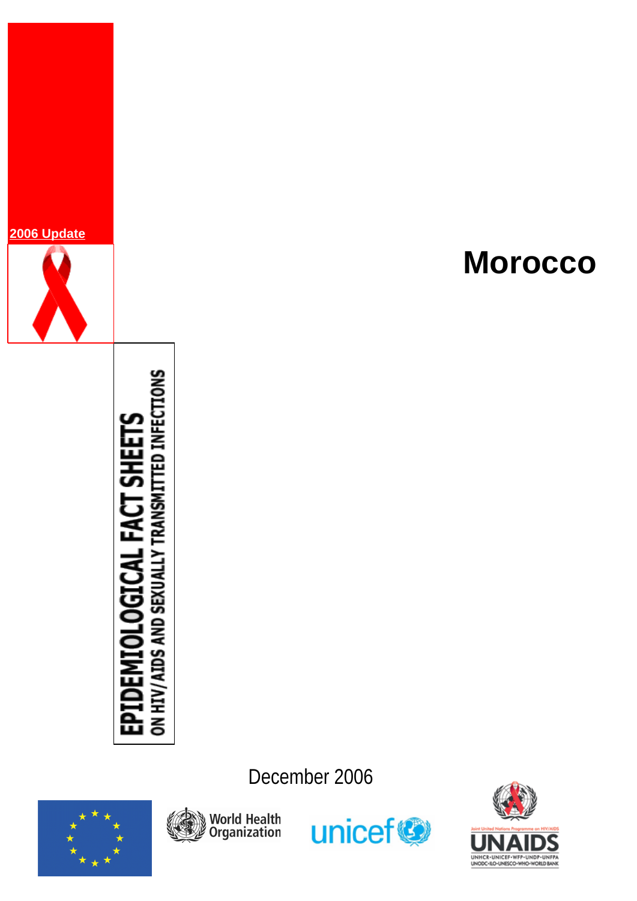**2006 Update**

# Morocco

# EPIDEMIOLOGICAL FACT SHEETS
## ON HIV/AIDS AND SEXUALLY TRANSMITTED INFECTIONS

December 2006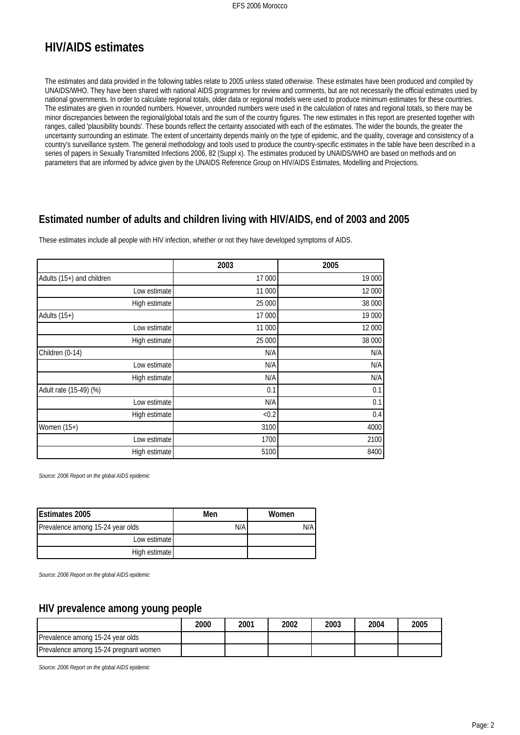# HIV/AIDS estimates

The estimates and data provided in the following tables relate to 2005 unless stated otherwise. These estimates have been produced and compiled by UNAIDS/WHO. They have been shared with national AIDS programmes for review and comments, but are not necessarily the official estimates used by national governments. In order to calculate regional totals, older data or regional models were used to produce minimum estimates for these countries. The estimates are given in rounded numbers. However, unrounded numbers were used in the calculation of rates and regional totals, so there may be minor discrepancies between the regional/global totals and the sum of the country figures. The new estimates in this report are presented together with ranges, called 'plausibility bounds'. These bounds reflect the certainty associated with each of the estimates. The wider the bounds, the greater the uncertainty surrounding an estimate. The extent of uncertainty depends mainly on the type of epidemic, and the quality, coverage and consistency of a country's surveillance system. The general methodology and tools used to produce the country-specific estimates in the table have been described in a series of papers in Sexually Transmitted Infections 2006, 82 (Suppl x). The estimates produced by UNAIDS/WHO are based on methods and on parameters that are informed by advice given by the UNAIDS Reference Group on HIV/AIDS Estimates, Modelling and Projections.

## Estimated number of adults and children living with HIV/AIDS, end of 2003 and 2005

These estimates include all people with HIV infection, whether or not they have developed symptoms of AIDS.

| | 2003 | 2005 |
|---|---|---|
| Adults (15+) and children | 17 000 | 19 000 |
| Low estimate | 11 000 | 12 000 |
| High estimate | 25 000 | 38 000 |
| Adults (15+) | 17 000 | 19 000 |
| Low estimate | 11 000 | 12 000 |
| High estimate | 25 000 | 38 000 |
| Children (0-14) | N/A | N/A |
| Low estimate | N/A | N/A |
| High estimate | N/A | N/A |
| Adult rate (15-49) (%) | 0.1 | 0.1 |
| Low estimate | N/A | 0.1 |
| High estimate | <0.2 | 0.4 |
| Women (15+) | 3100 | 4000 |
| Low estimate | 1700 | 2100 |
| High estimate | 5100 | 8400 |

*Source: 2006 Report on the global AIDS epidemic*

| **Estimates 2005** | Men | Women |
|---|---|---|
| Prevalence among 15-24 year olds | N/A | N/A |
| Low estimate | | |
| High estimate | | |

*Source: 2006 Report on the global AIDS epidemic*

## HIV prevalence among young people

| | 2000 | 2001 | 2002 | 2003 | 2004 | 2005 |
|---|---|---|---|---|---|---|
| Prevalence among 15-24 year olds | | | | | | |
| Prevalence among 15-24 pregnant women | | | | | | |

*Source: 2006 Report on the global AIDS epidemic*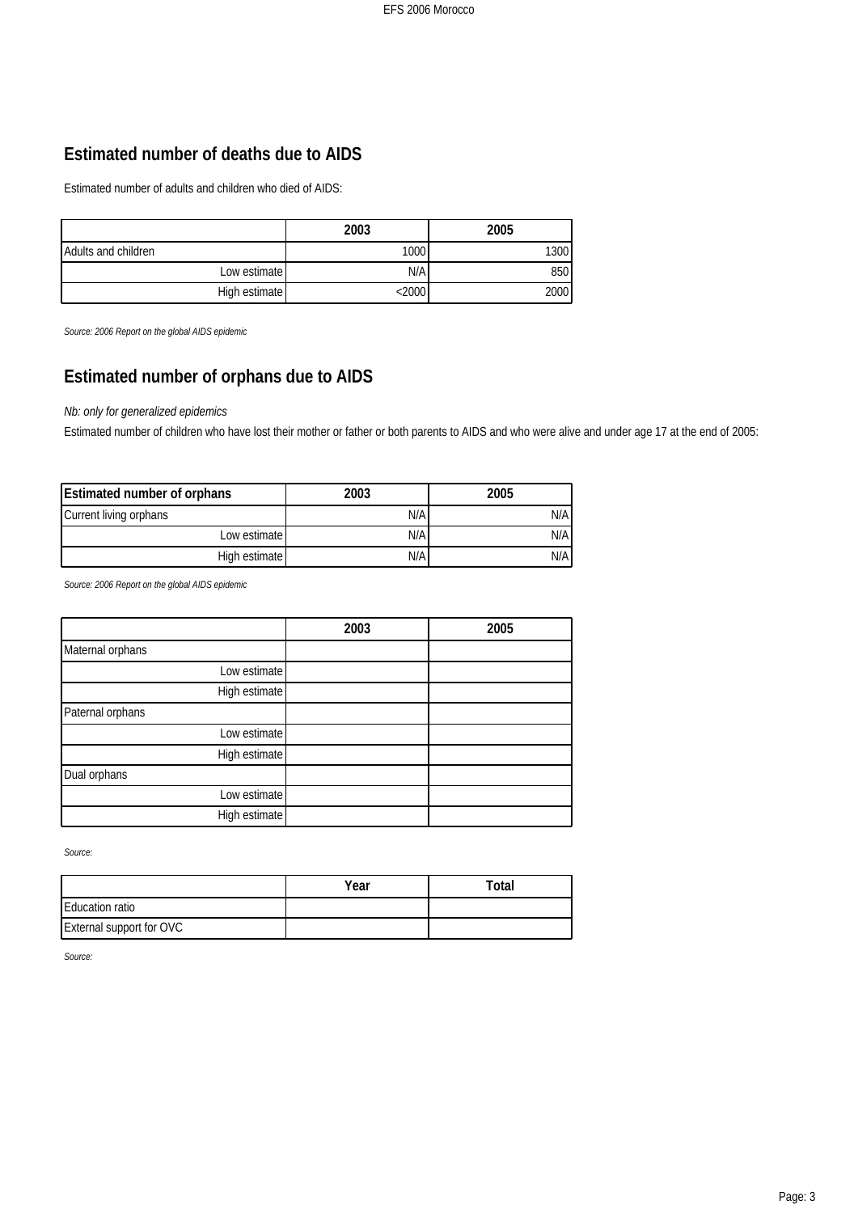## Estimated number of deaths due to AIDS

Estimated number of adults and children who died of AIDS:

| | 2003 | 2005 |
|---|---|---|
| Adults and children | 1000 | 1300 |
| Low estimate | N/A | 850 |
| High estimate | <2000 | 2000 |

*Source: 2006 Report on the global AIDS epidemic*

## Estimated number of orphans due to AIDS

*Nb: only for generalized epidemics*

Estimated number of children who have lost their mother or father or both parents to AIDS and who were alive and under age 17 at the end of 2005:

| **Estimated number of orphans** | 2003 | 2005 |
|---|---|---|
| Current living orphans | N/A | N/A |
| Low estimate | N/A | N/A |
| High estimate | N/A | N/A |

*Source: 2006 Report on the global AIDS epidemic*

| | 2003 | 2005 |
|---|---|---|
| Maternal orphans | | |
| Low estimate | | |
| High estimate | | |
| Paternal orphans | | |
| Low estimate | | |
| High estimate | | |
| Dual orphans | | |
| Low estimate | | |
| High estimate | | |

*Source:*

| | Year | Total |
|---|---|---|
| Education ratio | | |
| External support for OVC | | |

*Source:*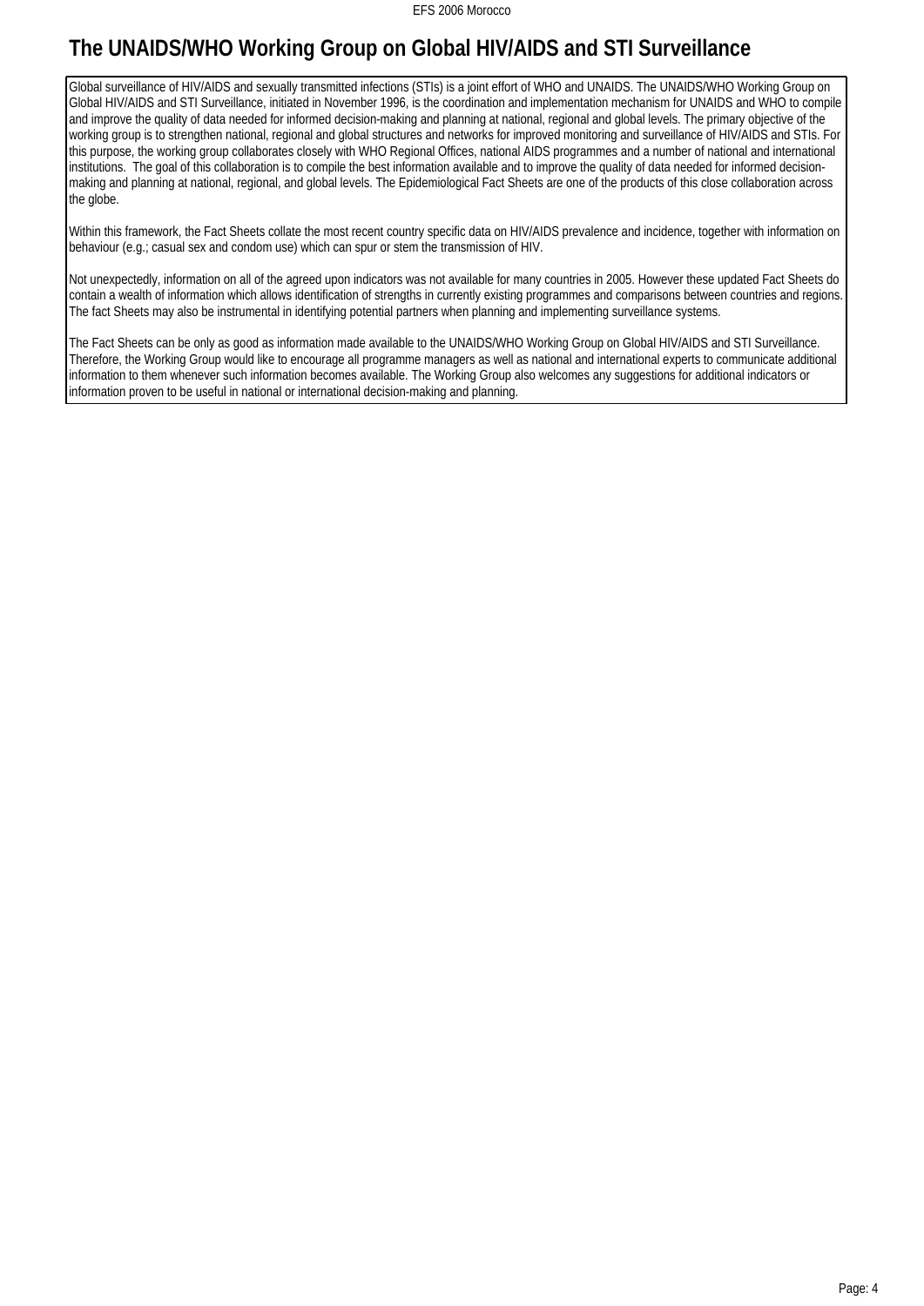# The UNAIDS/WHO Working Group on Global HIV/AIDS and STI Surveillance

Global surveillance of HIV/AIDS and sexually transmitted infections (STIs) is a joint effort of WHO and UNAIDS. The UNAIDS/WHO Working Group on Global HIV/AIDS and STI Surveillance, initiated in November 1996, is the coordination and implementation mechanism for UNAIDS and WHO to compile and improve the quality of data needed for informed decision-making and planning at national, regional and global levels. The primary objective of the working group is to strengthen national, regional and global structures and networks for improved monitoring and surveillance of HIV/AIDS and STIs. For this purpose, the working group collaborates closely with WHO Regional Offices, national AIDS programmes and a number of national and international institutions. The goal of this collaboration is to compile the best information available and to improve the quality of data needed for informed decision-making and planning at national, regional, and global levels. The Epidemiological Fact Sheets are one of the products of this close collaboration across the globe.

Within this framework, the Fact Sheets collate the most recent country specific data on HIV/AIDS prevalence and incidence, together with information on behaviour (e.g.; casual sex and condom use) which can spur or stem the transmission of HIV.

Not unexpectedly, information on all of the agreed upon indicators was not available for many countries in 2005. However these updated Fact Sheets do contain a wealth of information which allows identification of strengths in currently existing programmes and comparisons between countries and regions. The fact Sheets may also be instrumental in identifying potential partners when planning and implementing surveillance systems.

The Fact Sheets can be only as good as information made available to the UNAIDS/WHO Working Group on Global HIV/AIDS and STI Surveillance. Therefore, the Working Group would like to encourage all programme managers as well as national and international experts to communicate additional information to them whenever such information becomes available. The Working Group also welcomes any suggestions for additional indicators or information proven to be useful in national or international decision-making and planning.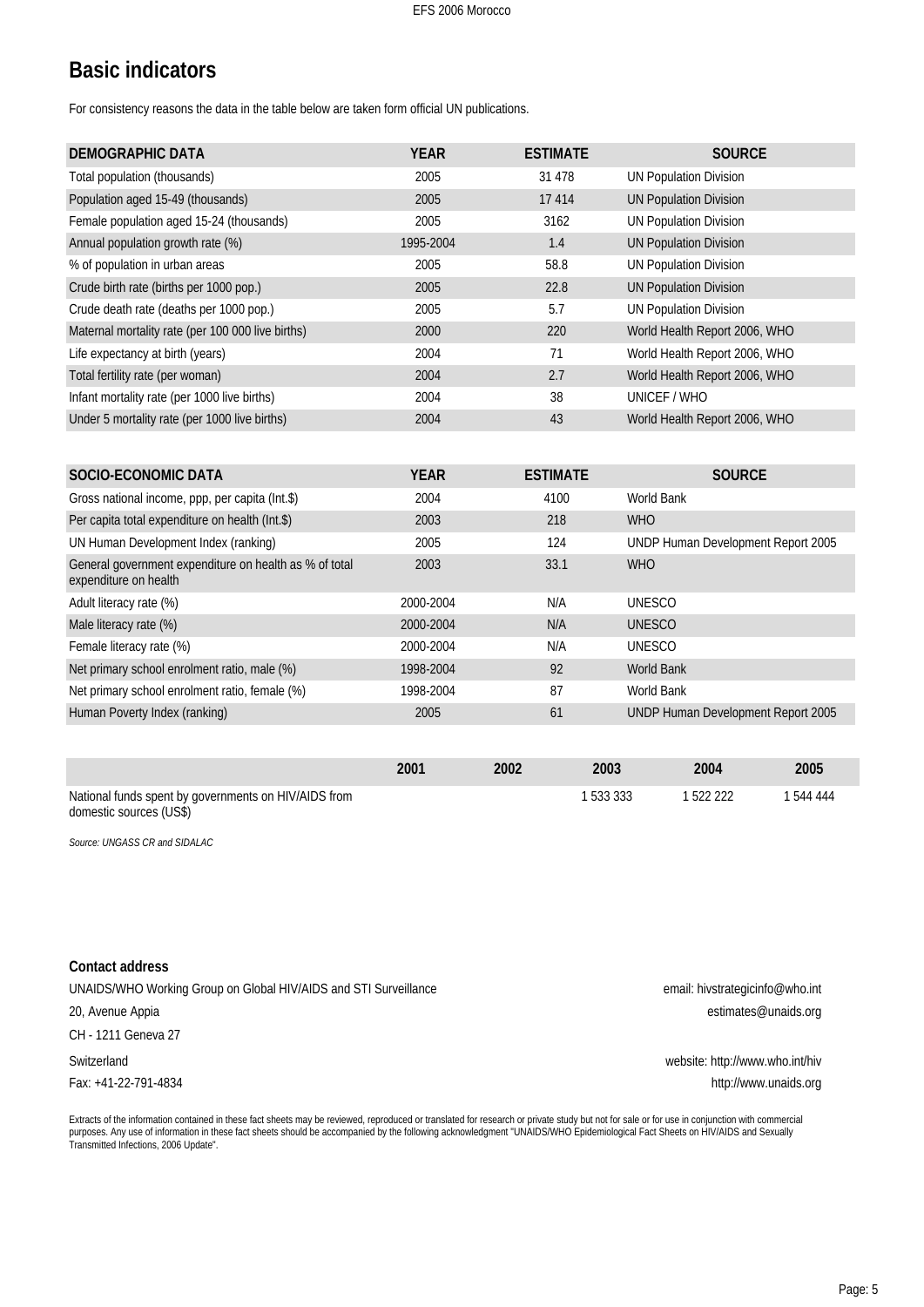## Basic indicators

For consistency reasons the data in the table below are taken form official UN publications.

| DEMOGRAPHIC DATA | YEAR | ESTIMATE | SOURCE |
|---|---|---|---|
| Total population (thousands) | 2005 | 31 478 | UN Population Division |
| Population aged 15-49 (thousands) | 2005 | 17 414 | UN Population Division |
| Female population aged 15-24 (thousands) | 2005 | 3162 | UN Population Division |
| Annual population growth rate (%) | 1995-2004 | 1.4 | UN Population Division |
| % of population in urban areas | 2005 | 58.8 | UN Population Division |
| Crude birth rate (births per 1000 pop.) | 2005 | 22.8 | UN Population Division |
| Crude death rate (deaths per 1000 pop.) | 2005 | 5.7 | UN Population Division |
| Maternal mortality rate (per 100 000 live births) | 2000 | 220 | World Health Report 2006, WHO |
| Life expectancy at birth (years) | 2004 | 71 | World Health Report 2006, WHO |
| Total fertility rate (per woman) | 2004 | 2.7 | World Health Report 2006, WHO |
| Infant mortality rate (per 1000 live births) | 2004 | 38 | UNICEF / WHO |
| Under 5 mortality rate (per 1000 live births) | 2004 | 43 | World Health Report 2006, WHO |

| SOCIO-ECONOMIC DATA | YEAR | ESTIMATE | SOURCE |
|---|---|---|---|
| Gross national income, ppp, per capita (Int.$) | 2004 | 4100 | World Bank |
| Per capita total expenditure on health (Int.$) | 2003 | 218 | WHO |
| UN Human Development Index (ranking) | 2005 | 124 | UNDP Human Development Report 2005 |
| General government expenditure on health as % of total expenditure on health | 2003 | 33.1 | WHO |
| Adult literacy rate (%) | 2000-2004 | N/A | UNESCO |
| Male literacy rate (%) | 2000-2004 | N/A | UNESCO |
| Female literacy rate (%) | 2000-2004 | N/A | UNESCO |
| Net primary school enrolment ratio, male (%) | 1998-2004 | 92 | World Bank |
| Net primary school enrolment ratio, female (%) | 1998-2004 | 87 | World Bank |
| Human Poverty Index (ranking) | 2005 | 61 | UNDP Human Development Report 2005 |

| | 2001 | 2002 | 2003 | 2004 | 2005 |
|---|---|---|---|---|---|
| National funds spent by governments on HIV/AIDS from domestic sources (US$) | | | 1 533 333 | 1 522 222 | 1 544 444 |

*Source: UNGASS CR and SIDALAC*

**Contact address**

UNAIDS/WHO Working Group on Global HIV/AIDS and STI Surveillance

20, Avenue Appia

CH - 1211 Geneva 27

Switzerland

Fax: +41-22-791-4834

email: hivstrategicinfo@who.int

estimates@unaids.org

website: http://www.who.int/hiv

http://www.unaids.org

Extracts of the information contained in these fact sheets may be reviewed, reproduced or translated for research or private study but not for sale or for use in conjunction with commercial purposes. Any use of information in these fact sheets should be accompanied by the following acknowledgment "UNAIDS/WHO Epidemiological Fact Sheets on HIV/AIDS and Sexually Transmitted Infections, 2006 Update".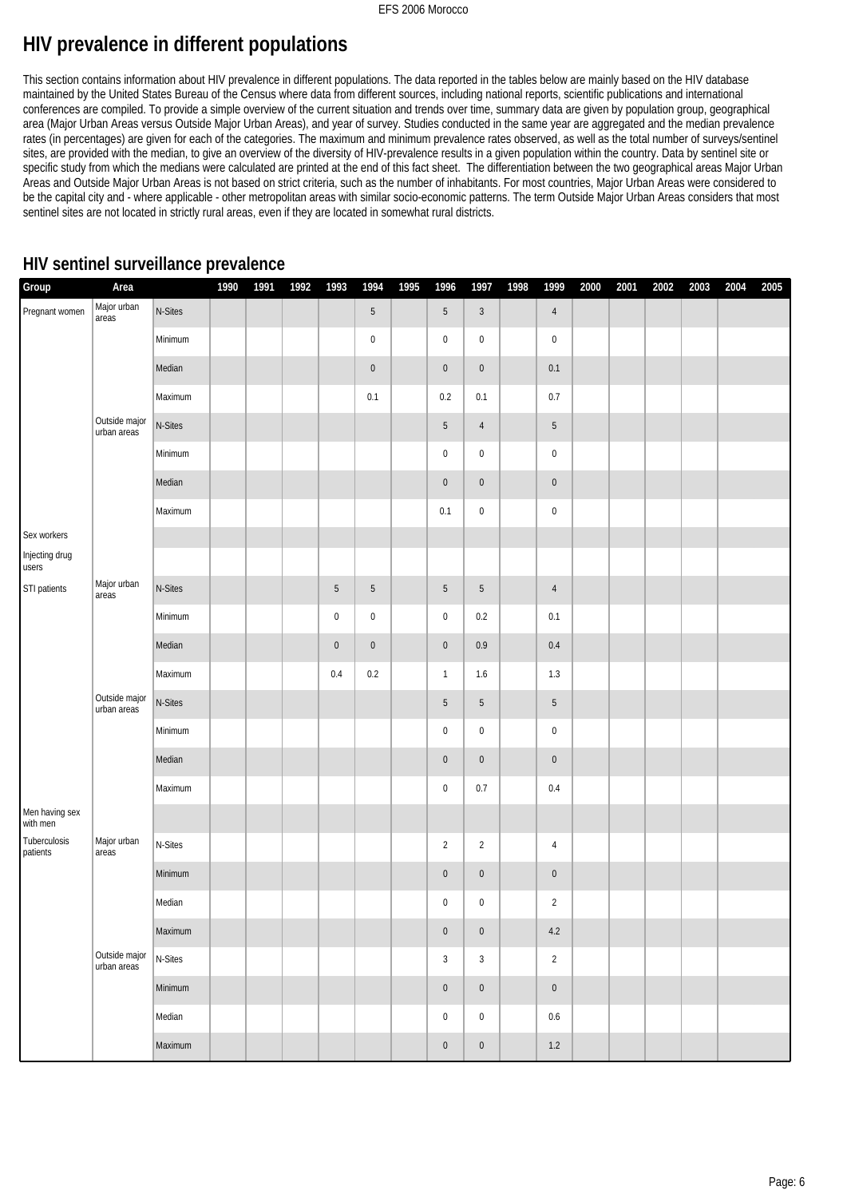# HIV prevalence in different populations

This section contains information about HIV prevalence in different populations. The data reported in the tables below are mainly based on the HIV database maintained by the United States Bureau of the Census where data from different sources, including national reports, scientific publications and international conferences are compiled. To provide a simple overview of the current situation and trends over time, summary data are given by population group, geographical area (Major Urban Areas versus Outside Major Urban Areas), and year of survey. Studies conducted in the same year are aggregated and the median prevalence rates (in percentages) are given for each of the categories. The maximum and minimum prevalence rates observed, as well as the total number of surveys/sentinel sites, are provided with the median, to give an overview of the diversity of HIV-prevalence results in a given population within the country. Data by sentinel site or specific study from which the medians were calculated are printed at the end of this fact sheet. The differentiation between the two geographical areas Major Urban Areas and Outside Major Urban Areas is not based on strict criteria, such as the number of inhabitants. For most countries, Major Urban Areas were considered to be the capital city and - where applicable - other metropolitan areas with similar socio-economic patterns. The term Outside Major Urban Areas considers that most sentinel sites are not located in strictly rural areas, even if they are located in somewhat rural districts.

## HIV sentinel surveillance prevalence

| Group | Area | | 1990 | 1991 | 1992 | 1993 | 1994 | 1995 | 1996 | 1997 | 1998 | 1999 | 2000 | 2001 | 2002 | 2003 | 2004 | 2005 |
|---|---|---|---|---|---|---|---|---|---|---|---|---|---|---|---|---|---|---|
| Pregnant women | Major urban areas | N-Sites | | | | | 5 | | 5 | 3 | | 4 | | | | | | |
| | | Minimum | | | | | 0 | | 0 | 0 | | 0 | | | | | | |
| | | Median | | | | | 0 | | 0 | 0 | | 0.1 | | | | | | |
| | | Maximum | | | | | 0.1 | | 0.2 | 0.1 | | 0.7 | | | | | | |
| | Outside major urban areas | N-Sites | | | | | | | 5 | 4 | | 5 | | | | | | |
| | | Minimum | | | | | | | 0 | 0 | | 0 | | | | | | |
| | | Median | | | | | | | 0 | 0 | | 0 | | | | | | |
| | | Maximum | | | | | | | 0.1 | 0 | | 0 | | | | | | |
| Sex workers | | | | | | | | | | | | | | | | | | |
| Injecting drug users | | | | | | | | | | | | | | | | | | |
| STI patients | Major urban areas | N-Sites | | | | 5 | 5 | | 5 | 5 | | 4 | | | | | | |
| | | Minimum | | | | 0 | 0 | | 0 | 0.2 | | 0.1 | | | | | | |
| | | Median | | | | 0 | 0 | | 0 | 0.9 | | 0.4 | | | | | | |
| | | Maximum | | | | 0.4 | 0.2 | | 1 | 1.6 | | 1.3 | | | | | | |
| | Outside major urban areas | N-Sites | | | | | | | 5 | 5 | | 5 | | | | | | |
| | | Minimum | | | | | | | 0 | 0 | | 0 | | | | | | |
| | | Median | | | | | | | 0 | 0 | | 0 | | | | | | |
| | | Maximum | | | | | | | 0 | 0.7 | | 0.4 | | | | | | |
| Men having sex with men | | | | | | | | | | | | | | | | | | |
| Tuberculosis patients | Major urban areas | N-Sites | | | | | | | 2 | 2 | | 4 | | | | | | |
| | | Minimum | | | | | | | 0 | 0 | | 0 | | | | | | |
| | | Median | | | | | | | 0 | 0 | | 2 | | | | | | |
| | | Maximum | | | | | | | 0 | 0 | | 4.2 | | | | | | |
| | Outside major urban areas | N-Sites | | | | | | | 3 | 3 | | 2 | | | | | | |
| | | Minimum | | | | | | | 0 | 0 | | 0 | | | | | | |
| | | Median | | | | | | | 0 | 0 | | 0.6 | | | | | | |
| | | Maximum | | | | | | | 0 | 0 | | 1.2 | | | | | | |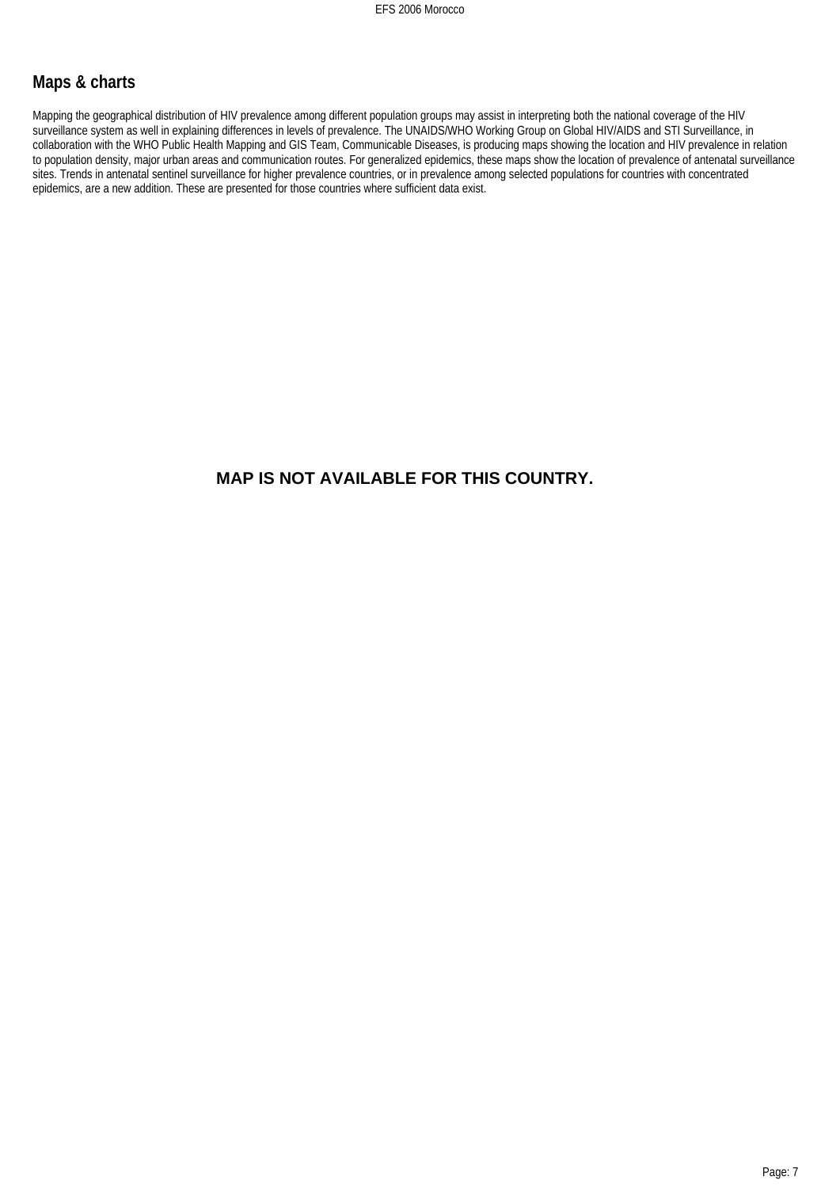## Maps & charts

Mapping the geographical distribution of HIV prevalence among different population groups may assist in interpreting both the national coverage of the HIV surveillance system as well in explaining differences in levels of prevalence. The UNAIDS/WHO Working Group on Global HIV/AIDS and STI Surveillance, in collaboration with the WHO Public Health Mapping and GIS Team, Communicable Diseases, is producing maps showing the location and HIV prevalence in relation to population density, major urban areas and communication routes. For generalized epidemics, these maps show the location of prevalence of antenatal surveillance sites. Trends in antenatal sentinel surveillance for higher prevalence countries, or in prevalence among selected populations for countries with concentrated epidemics, are a new addition. These are presented for those countries where sufficient data exist.

**MAP IS NOT AVAILABLE FOR THIS COUNTRY.**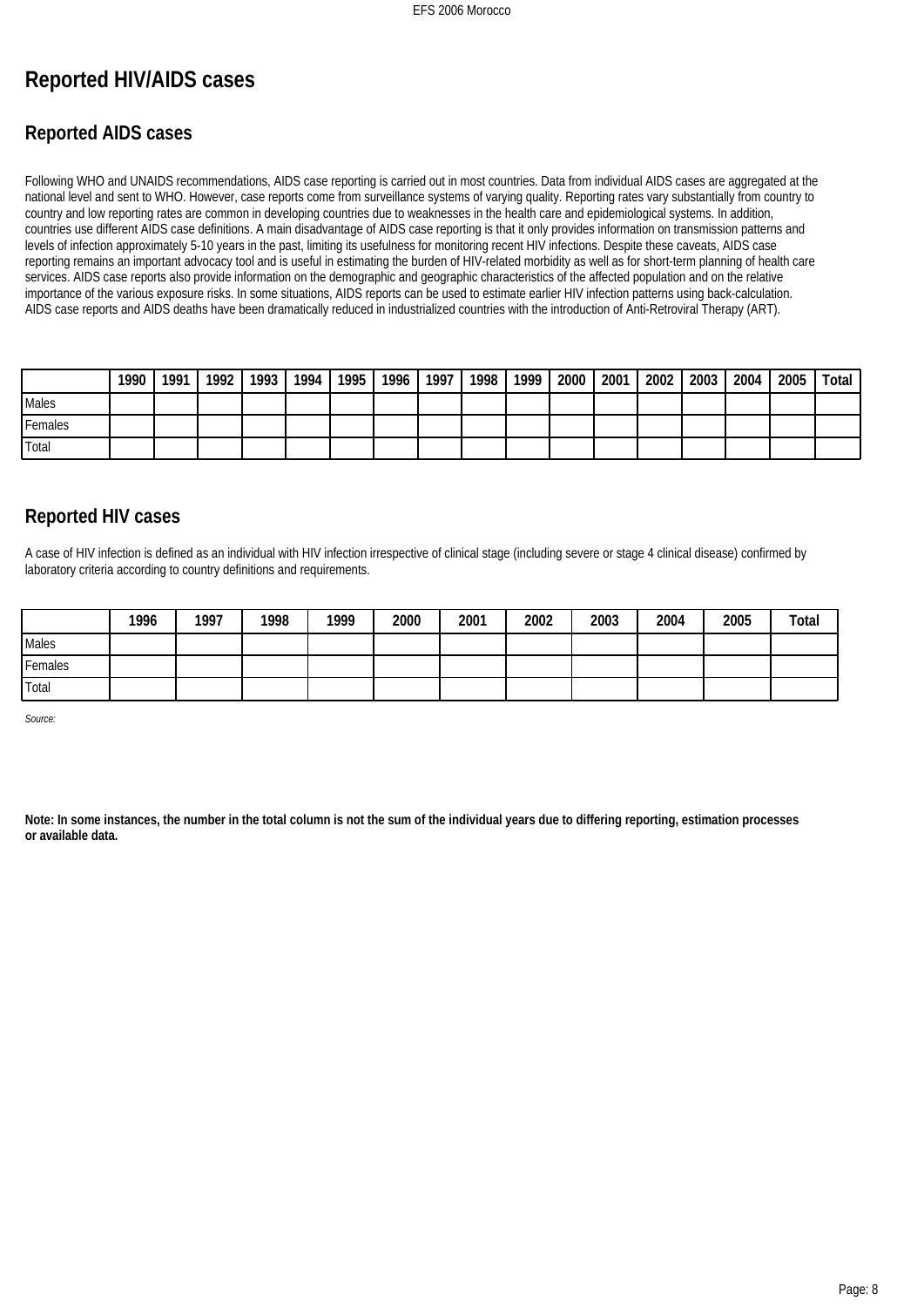# Reported HIV/AIDS cases

## Reported AIDS cases

Following WHO and UNAIDS recommendations, AIDS case reporting is carried out in most countries. Data from individual AIDS cases are aggregated at the national level and sent to WHO. However, case reports come from surveillance systems of varying quality. Reporting rates vary substantially from country to country and low reporting rates are common in developing countries due to weaknesses in the health care and epidemiological systems. In addition, countries use different AIDS case definitions. A main disadvantage of AIDS case reporting is that it only provides information on transmission patterns and levels of infection approximately 5-10 years in the past, limiting its usefulness for monitoring recent HIV infections. Despite these caveats, AIDS case reporting remains an important advocacy tool and is useful in estimating the burden of HIV-related morbidity as well as for short-term planning of health care services. AIDS case reports also provide information on the demographic and geographic characteristics of the affected population and on the relative importance of the various exposure risks. In some situations, AIDS reports can be used to estimate earlier HIV infection patterns using back-calculation. AIDS case reports and AIDS deaths have been dramatically reduced in industrialized countries with the introduction of Anti-Retroviral Therapy (ART).

| | 1990 | 1991 | 1992 | 1993 | 1994 | 1995 | 1996 | 1997 | 1998 | 1999 | 2000 | 2001 | 2002 | 2003 | 2004 | 2005 | Total |
|---|---|---|---|---|---|---|---|---|---|---|---|---|---|---|---|---|---|
| Males | | | | | | | | | | | | | | | | | |
| Females | | | | | | | | | | | | | | | | | |
| Total | | | | | | | | | | | | | | | | | |

## Reported HIV cases

A case of HIV infection is defined as an individual with HIV infection irrespective of clinical stage (including severe or stage 4 clinical disease) confirmed by laboratory criteria according to country definitions and requirements.

| | 1996 | 1997 | 1998 | 1999 | 2000 | 2001 | 2002 | 2003 | 2004 | 2005 | Total |
|---|---|---|---|---|---|---|---|---|---|---|---|
| Males | | | | | | | | | | | |
| Females | | | | | | | | | | | |
| Total | | | | | | | | | | | |

*Source:*

**Note: In some instances, the number in the total column is not the sum of the individual years due to differing reporting, estimation processes or available data.**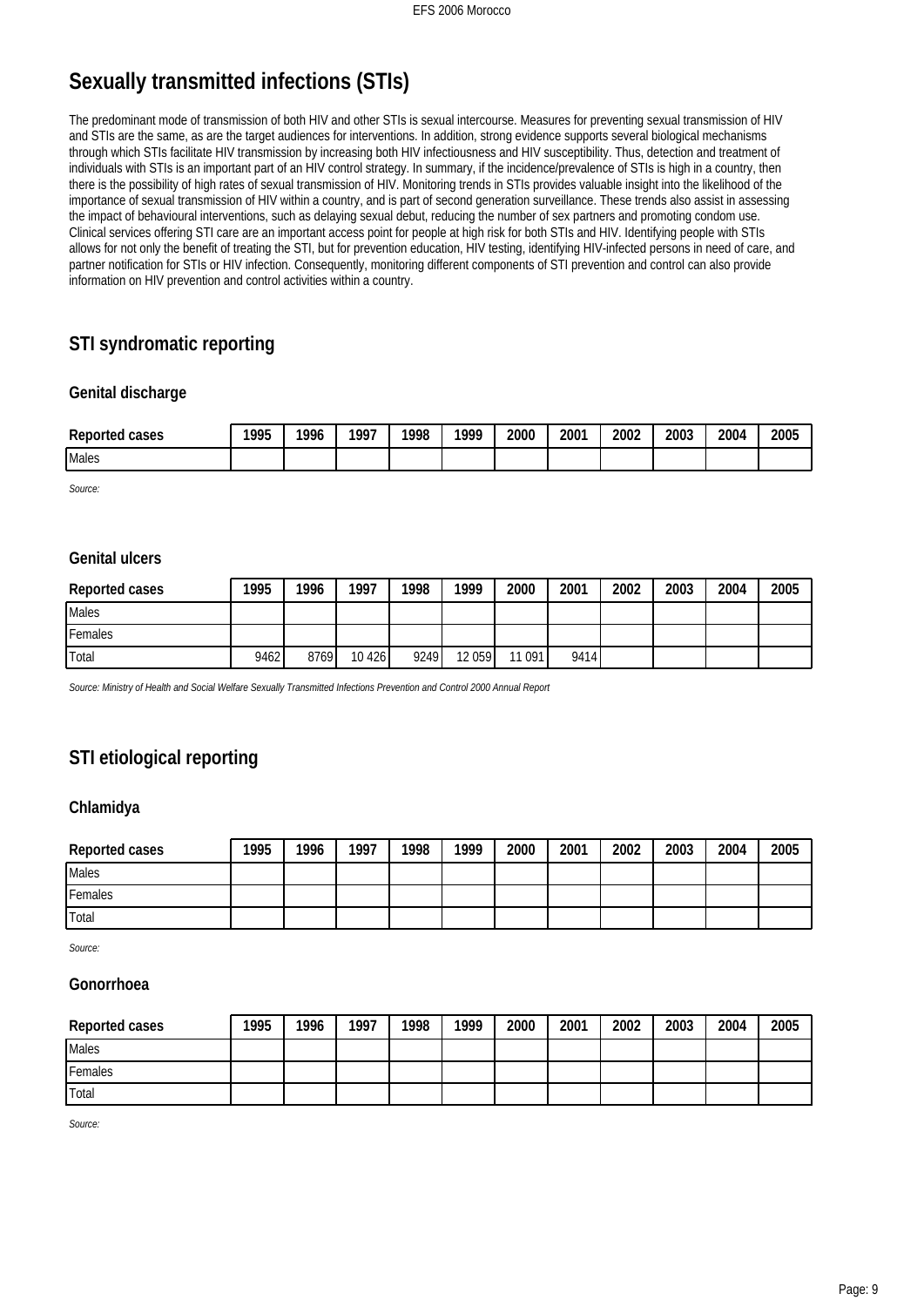# Sexually transmitted infections (STIs)

The predominant mode of transmission of both HIV and other STIs is sexual intercourse. Measures for preventing sexual transmission of HIV and STIs are the same, as are the target audiences for interventions. In addition, strong evidence supports several biological mechanisms through which STIs facilitate HIV transmission by increasing both HIV infectiousness and HIV susceptibility. Thus, detection and treatment of individuals with STIs is an important part of an HIV control strategy. In summary, if the incidence/prevalence of STIs is high in a country, then there is the possibility of high rates of sexual transmission of HIV. Monitoring trends in STIs provides valuable insight into the likelihood of the importance of sexual transmission of HIV within a country, and is part of second generation surveillance. These trends also assist in assessing the impact of behavioural interventions, such as delaying sexual debut, reducing the number of sex partners and promoting condom use. Clinical services offering STI care are an important access point for people at high risk for both STIs and HIV. Identifying people with STIs allows for not only the benefit of treating the STI, but for prevention education, HIV testing, identifying HIV-infected persons in need of care, and partner notification for STIs or HIV infection. Consequently, monitoring different components of STI prevention and control can also provide information on HIV prevention and control activities within a country.

## STI syndromatic reporting

### Genital discharge

| Reported cases | 1995 | 1996 | 1997 | 1998 | 1999 | 2000 | 2001 | 2002 | 2003 | 2004 | 2005 |
|---|---|---|---|---|---|---|---|---|---|---|---|
| Males | | | | | | | | | | | |

*Source:*

### Genital ulcers

| Reported cases | 1995 | 1996 | 1997 | 1998 | 1999 | 2000 | 2001 | 2002 | 2003 | 2004 | 2005 |
|---|---|---|---|---|---|---|---|---|---|---|---|
| Males | | | | | | | | | | | |
| Females | | | | | | | | | | | |
| Total | 9462 | 8769 | 10 426 | 9249 | 12 059 | 11 091 | 9414 | | | | |

*Source: Ministry of Health and Social Welfare Sexually Transmitted Infections Prevention and Control 2000 Annual Report*

## STI etiological reporting

### Chlamidya

| Reported cases | 1995 | 1996 | 1997 | 1998 | 1999 | 2000 | 2001 | 2002 | 2003 | 2004 | 2005 |
|---|---|---|---|---|---|---|---|---|---|---|---|
| Males | | | | | | | | | | | |
| Females | | | | | | | | | | | |
| Total | | | | | | | | | | | |

*Source:*

### Gonorrhoea

| Reported cases | 1995 | 1996 | 1997 | 1998 | 1999 | 2000 | 2001 | 2002 | 2003 | 2004 | 2005 |
|---|---|---|---|---|---|---|---|---|---|---|---|
| Males | | | | | | | | | | | |
| Females | | | | | | | | | | | |
| Total | | | | | | | | | | | |

*Source:*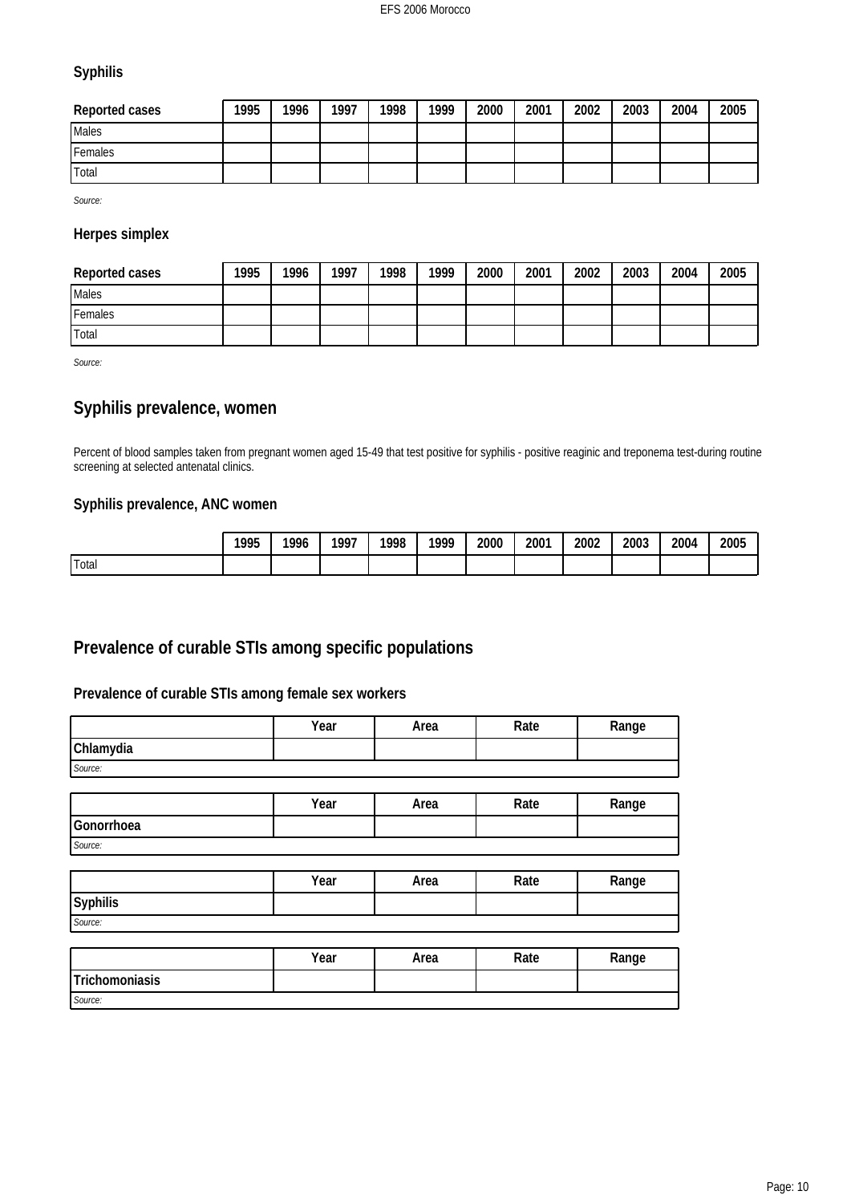### Syphilis

| Reported cases | 1995 | 1996 | 1997 | 1998 | 1999 | 2000 | 2001 | 2002 | 2003 | 2004 | 2005 |
|---|---|---|---|---|---|---|---|---|---|---|---|
| Males | | | | | | | | | | | |
| Females | | | | | | | | | | | |
| Total | | | | | | | | | | | |

*Source:*

### Herpes simplex

| Reported cases | 1995 | 1996 | 1997 | 1998 | 1999 | 2000 | 2001 | 2002 | 2003 | 2004 | 2005 |
|---|---|---|---|---|---|---|---|---|---|---|---|
| Males | | | | | | | | | | | |
| Females | | | | | | | | | | | |
| Total | | | | | | | | | | | |

*Source:*

## Syphilis prevalence, women

Percent of blood samples taken from pregnant women aged 15-49 that test positive for syphilis - positive reaginic and treponema test-during routine screening at selected antenatal clinics.

### Syphilis prevalence, ANC women

| | 1995 | 1996 | 1997 | 1998 | 1999 | 2000 | 2001 | 2002 | 2003 | 2004 | 2005 |
|---|---|---|---|---|---|---|---|---|---|---|---|
| Total | | | | | | | | | | | |

## Prevalence of curable STIs among specific populations

### Prevalence of curable STIs among female sex workers

| | Year | Area | Rate | Range |
|---|---|---|---|---|
| **Chlamydia** | | | | |
| *Source:* | | | | |

| | Year | Area | Rate | Range |
|---|---|---|---|---|
| **Gonorrhoea** | | | | |
| *Source:* | | | | |

| | Year | Area | Rate | Range |
|---|---|---|---|---|
| **Syphilis** | | | | |
| *Source:* | | | | |

| | Year | Area | Rate | Range |
|---|---|---|---|---|
| **Trichomoniasis** | | | | |
| *Source:* | | | | |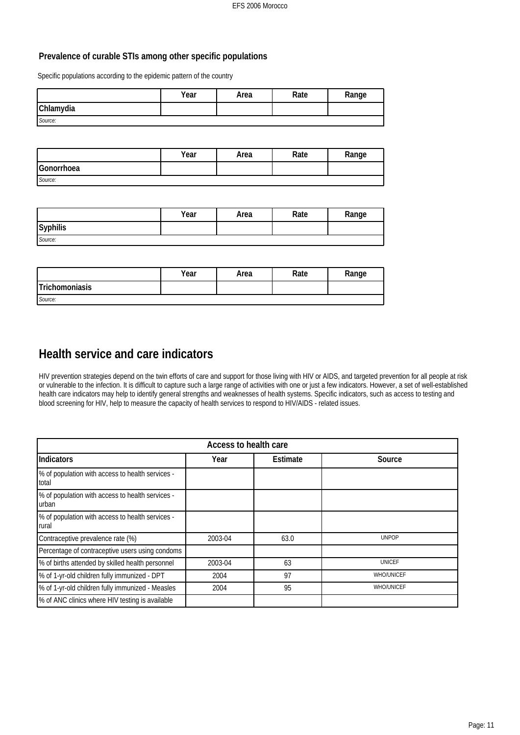### Prevalence of curable STIs among other specific populations

Specific populations according to the epidemic pattern of the country

| | Year | Area | Rate | Range |
|---|---|---|---|---|
| **Chlamydia** | | | | |
| *Source:* | | | | |

| | Year | Area | Rate | Range |
|---|---|---|---|---|
| **Gonorrhoea** | | | | |
| *Source:* | | | | |

| | Year | Area | Rate | Range |
|---|---|---|---|---|
| **Syphilis** | | | | |
| *Source:* | | | | |

| | Year | Area | Rate | Range |
|---|---|---|---|---|
| **Trichomoniasis** | | | | |
| *Source:* | | | | |

## Health service and care indicators

HIV prevention strategies depend on the twin efforts of care and support for those living with HIV or AIDS, and targeted prevention for all people at risk or vulnerable to the infection. It is difficult to capture such a large range of activities with one or just a few indicators. However, a set of well-established health care indicators may help to identify general strengths and weaknesses of health systems. Specific indicators, such as access to testing and blood screening for HIV, help to measure the capacity of health services to respond to HIV/AIDS - related issues.

| Access to health care | | | |
|---|---|---|---|
| **Indicators** | **Year** | **Estimate** | **Source** |
| % of population with access to health services - total | | | |
| % of population with access to health services - urban | | | |
| % of population with access to health services - rural | | | |
| Contraceptive prevalence rate (%) | 2003-04 | 63.0 | UNPOP |
| Percentage of contraceptive users using condoms | | | |
| % of births attended by skilled health personnel | 2003-04 | 63 | UNICEF |
| % of 1-yr-old children fully immunized - DPT | 2004 | 97 | WHO/UNICEF |
| % of 1-yr-old children fully immunized - Measles | 2004 | 95 | WHO/UNICEF |
| % of ANC clinics where HIV testing is available | | | |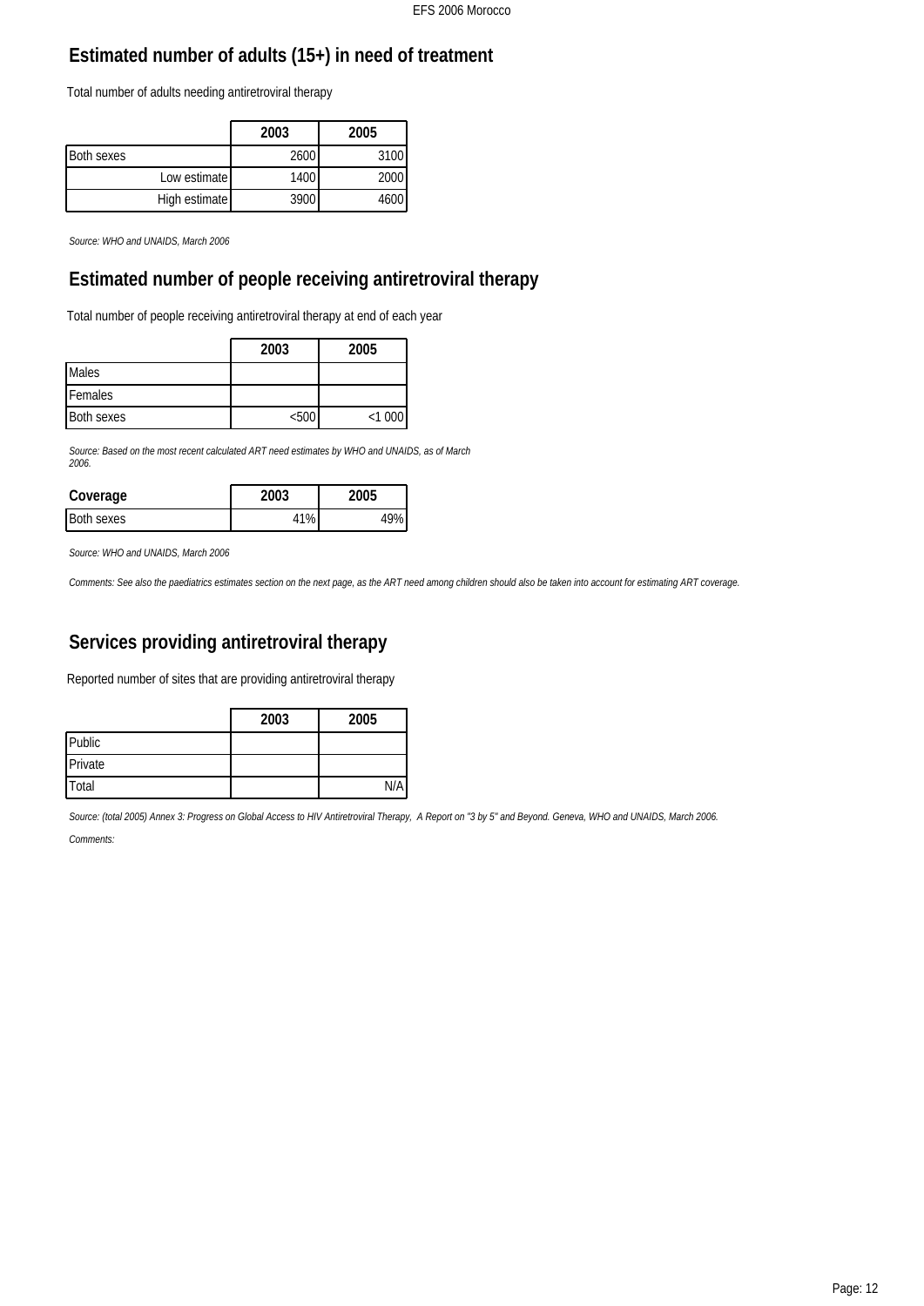## Estimated number of adults (15+) in need of treatment

Total number of adults needing antiretroviral therapy

| | 2003 | 2005 |
|---|---|---|
| Both sexes | 2600 | 3100 |
| Low estimate | 1400 | 2000 |
| High estimate | 3900 | 4600 |

*Source: WHO and UNAIDS, March 2006*

## Estimated number of people receiving antiretroviral therapy

Total number of people receiving antiretroviral therapy at end of each year

| | 2003 | 2005 |
|---|---|---|
| Males | | |
| Females | | |
| Both sexes | <500 | <1 000 |

*Source: Based on the most recent calculated ART need estimates by WHO and UNAIDS, as of March 2006.*

| Coverage | 2003 | 2005 |
|---|---|---|
| Both sexes | 41% | 49% |

*Source: WHO and UNAIDS, March 2006*

*Comments: See also the paediatrics estimates section on the next page, as the ART need among children should also be taken into account for estimating ART coverage.*

## Services providing antiretroviral therapy

Reported number of sites that are providing antiretroviral therapy

| | 2003 | 2005 |
|---|---|---|
| Public | | |
| Private | | |
| Total | | N/A |

*Source: (total 2005) Annex 3: Progress on Global Access to HIV Antiretroviral Therapy, A Report on "3 by 5" and Beyond. Geneva, WHO and UNAIDS, March 2006.*

*Comments:*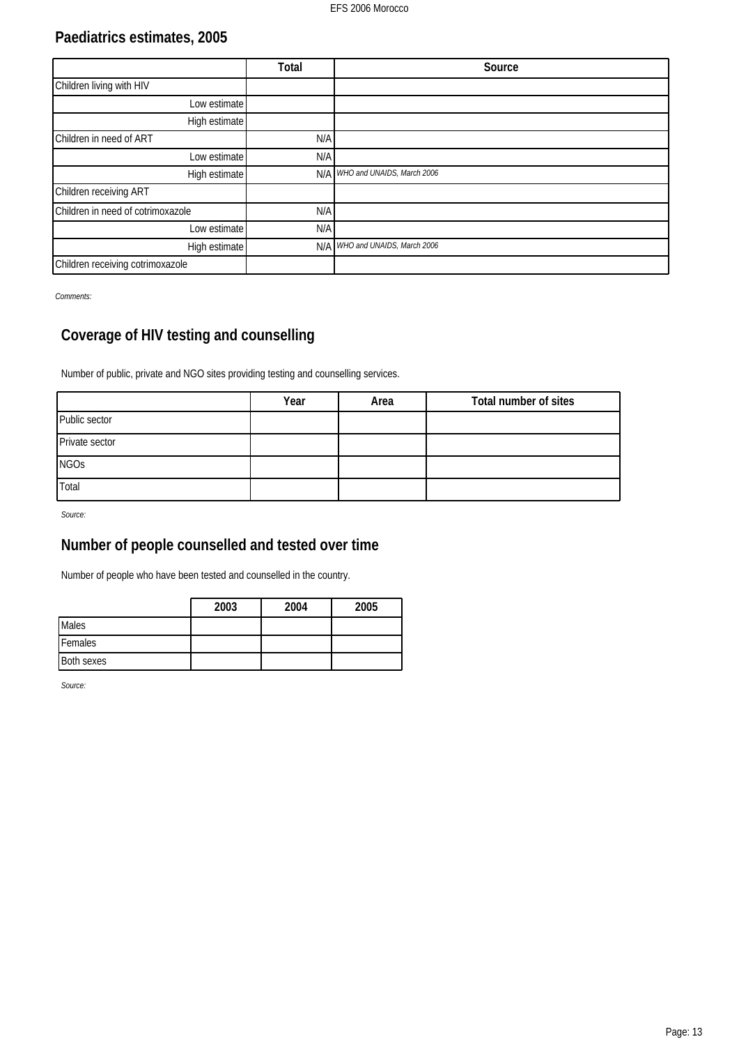## Paediatrics estimates, 2005

| | Total | Source |
|---|---|---|
| Children living with HIV | | |
| Low estimate | | |
| High estimate | | |
| Children in need of ART | N/A | |
| Low estimate | N/A | |
| High estimate | N/A | *WHO and UNAIDS, March 2006* |
| Children receiving ART | | |
| Children in need of cotrimoxazole | N/A | |
| Low estimate | N/A | |
| High estimate | N/A | *WHO and UNAIDS, March 2006* |
| Children receiving cotrimoxazole | | |

*Comments:*

## Coverage of HIV testing and counselling

Number of public, private and NGO sites providing testing and counselling services.

| | Year | Area | Total number of sites |
|---|---|---|---|
| Public sector | | | |
| Private sector | | | |
| NGOs | | | |
| Total | | | |

*Source:*

## Number of people counselled and tested over time

Number of people who have been tested and counselled in the country.

| | 2003 | 2004 | 2005 |
|---|---|---|---|
| Males | | | |
| Females | | | |
| Both sexes | | | |

*Source:*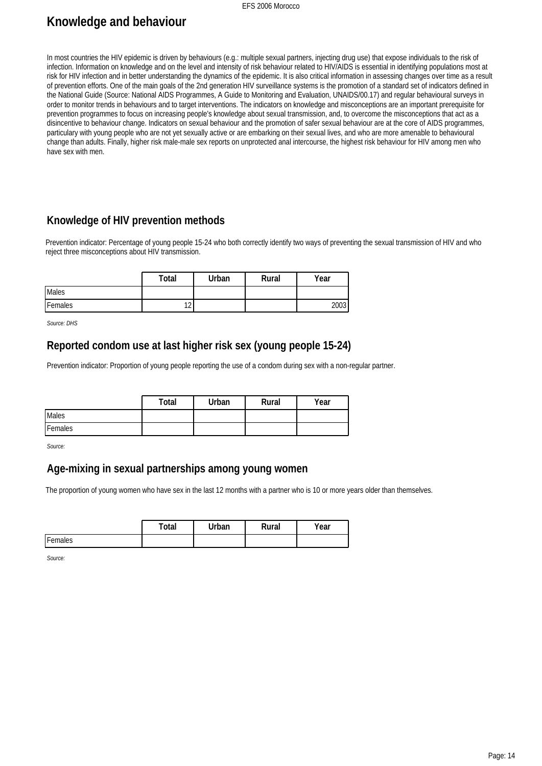# Knowledge and behaviour

In most countries the HIV epidemic is driven by behaviours (e.g.: multiple sexual partners, injecting drug use) that expose individuals to the risk of infection. Information on knowledge and on the level and intensity of risk behaviour related to HIV/AIDS is essential in identifying populations most at risk for HIV infection and in better understanding the dynamics of the epidemic. It is also critical information in assessing changes over time as a result of prevention efforts. One of the main goals of the 2nd generation HIV surveillance systems is the promotion of a standard set of indicators defined in the National Guide (Source: National AIDS Programmes, A Guide to Monitoring and Evaluation, UNAIDS/00.17) and regular behavioural surveys in order to monitor trends in behaviours and to target interventions. The indicators on knowledge and misconceptions are an important prerequisite for prevention programmes to focus on increasing people's knowledge about sexual transmission, and, to overcome the misconceptions that act as a disincentive to behaviour change. Indicators on sexual behaviour and the promotion of safer sexual behaviour are at the core of AIDS programmes, particulary with young people who are not yet sexually active or are embarking on their sexual lives, and who are more amenable to behavioural change than adults. Finally, higher risk male-male sex reports on unprotected anal intercourse, the highest risk behaviour for HIV among men who have sex with men.

## Knowledge of HIV prevention methods

Prevention indicator: Percentage of young people 15-24 who both correctly identify two ways of preventing the sexual transmission of HIV and who reject three misconceptions about HIV transmission.

| | Total | Urban | Rural | Year |
|---|---|---|---|---|
| Males | | | | |
| Females | 12 | | | 2003 |

*Source: DHS*

## Reported condom use at last higher risk sex (young people 15-24)

Prevention indicator: Proportion of young people reporting the use of a condom during sex with a non-regular partner.

| | Total | Urban | Rural | Year |
|---|---|---|---|---|
| Males | | | | |
| Females | | | | |

*Source:*

## Age-mixing in sexual partnerships among young women

The proportion of young women who have sex in the last 12 months with a partner who is 10 or more years older than themselves.

| | Total | Urban | Rural | Year |
|---|---|---|---|---|
| Females | | | | |

*Source:*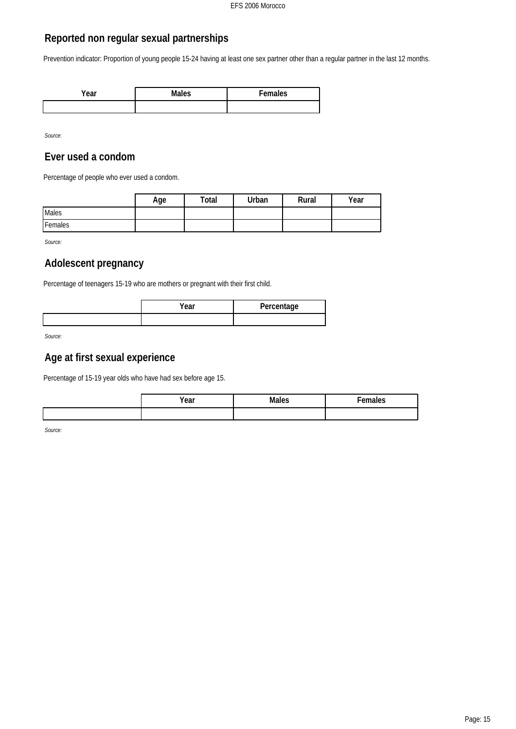## Reported non regular sexual partnerships

Prevention indicator: Proportion of young people 15-24 having at least one sex partner other than a regular partner in the last 12 months.

| Year | Males | Females |
| --- | --- | --- |
| | | |

*Source:*

## Ever used a condom

Percentage of people who ever used a condom.

| | Age | Total | Urban | Rural | Year |
| --- | --- | --- | --- | --- | --- |
| Males | | | | | |
| Females | | | | | |

*Source:*

## Adolescent pregnancy

Percentage of teenagers 15-19 who are mothers or pregnant with their first child.

| | Year | Percentage |
| --- | --- | --- |
| | | |

*Source:*

## Age at first sexual experience

Percentage of 15-19 year olds who have had sex before age 15.

| | Year | Males | Females |
| --- | --- | --- | --- |
| | | | |

*Source:*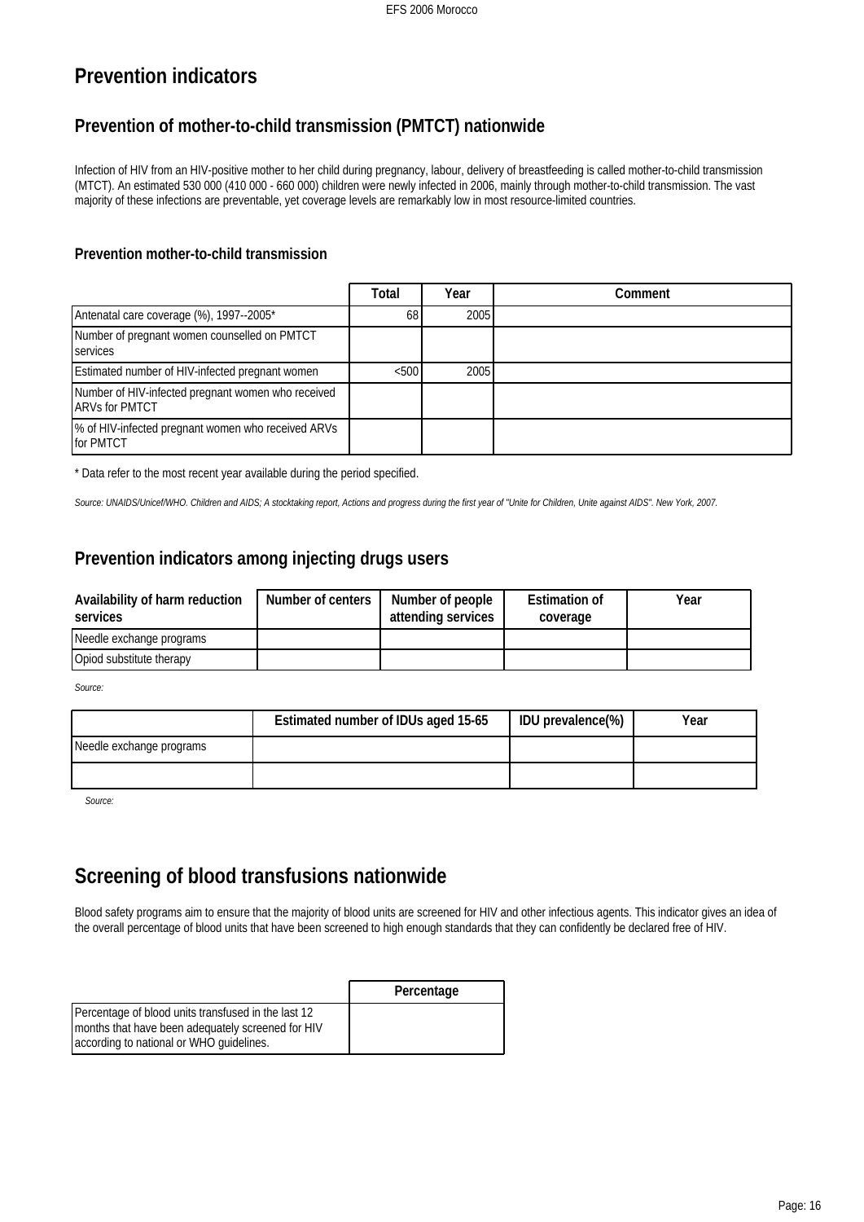# Prevention indicators

## Prevention of mother-to-child transmission (PMTCT) nationwide

Infection of HIV from an HIV-positive mother to her child during pregnancy, labour, delivery of breastfeeding is called mother-to-child transmission (MTCT). An estimated 530 000 (410 000 - 660 000) children were newly infected in 2006, mainly through mother-to-child transmission. The vast majority of these infections are preventable, yet coverage levels are remarkably low in most resource-limited countries.

### Prevention mother-to-child transmission

| | Total | Year | Comment |
|---|---|---|---|
| Antenatal care coverage (%), 1997--2005* | 68 | 2005 | |
| Number of pregnant women counselled on PMTCT services | | | |
| Estimated number of HIV-infected pregnant women | <500 | 2005 | |
| Number of HIV-infected pregnant women who received ARVs for PMTCT | | | |
| % of HIV-infected pregnant women who received ARVs for PMTCT | | | |

* Data refer to the most recent year available during the period specified.

*Source: UNAIDS/Unicef/WHO. Children and AIDS; A stocktaking report, Actions and progress during the first year of "Unite for Children, Unite against AIDS". New York, 2007.*

## Prevention indicators among injecting drugs users

| Availability of harm reduction services | Number of centers | Number of people attending services | Estimation of coverage | Year |
|---|---|---|---|---|
| Needle exchange programs | | | | |
| Opiod substitute therapy | | | | |

*Source:*

| | Estimated number of IDUs aged 15-65 | IDU prevalence(%) | Year |
|---|---|---|---|
| Needle exchange programs | | | |
| | | | |

*Source:*

## Screening of blood transfusions nationwide

Blood safety programs aim to ensure that the majority of blood units are screened for HIV and other infectious agents. This indicator gives an idea of the overall percentage of blood units that have been screened to high enough standards that they can confidently be declared free of HIV.

| | Percentage |
|---|---|
| Percentage of blood units transfused in the last 12 months that have been adequately screened for HIV according to national or WHO guidelines. | |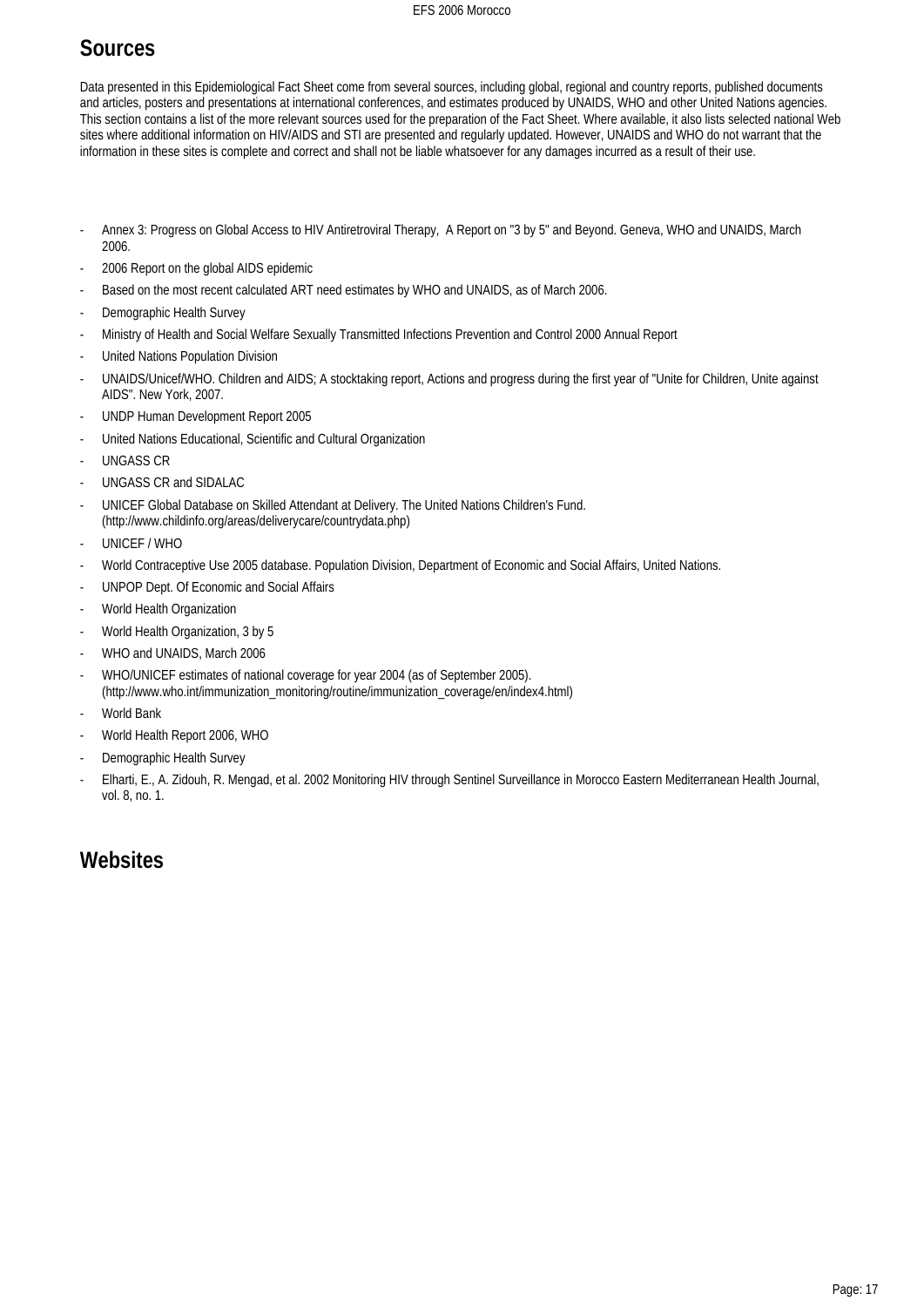## Sources

Data presented in this Epidemiological Fact Sheet come from several sources, including global, regional and country reports, published documents and articles, posters and presentations at international conferences, and estimates produced by UNAIDS, WHO and other United Nations agencies. This section contains a list of the more relevant sources used for the preparation of the Fact Sheet. Where available, it also lists selected national Web sites where additional information on HIV/AIDS and STI are presented and regularly updated. However, UNAIDS and WHO do not warrant that the information in these sites is complete and correct and shall not be liable whatsoever for any damages incurred as a result of their use.

- Annex 3: Progress on Global Access to HIV Antiretroviral Therapy, A Report on "3 by 5" and Beyond. Geneva, WHO and UNAIDS, March 2006.
- 2006 Report on the global AIDS epidemic
- Based on the most recent calculated ART need estimates by WHO and UNAIDS, as of March 2006.
- Demographic Health Survey
- Ministry of Health and Social Welfare Sexually Transmitted Infections Prevention and Control 2000 Annual Report
- United Nations Population Division
- UNAIDS/Unicef/WHO. Children and AIDS; A stocktaking report, Actions and progress during the first year of "Unite for Children, Unite against AIDS". New York, 2007.
- UNDP Human Development Report 2005
- United Nations Educational, Scientific and Cultural Organization
- UNGASS CR
- UNGASS CR and SIDALAC
- UNICEF Global Database on Skilled Attendant at Delivery. The United Nations Children's Fund. (http://www.childinfo.org/areas/deliverycare/countrydata.php)
- UNICEF / WHO
- World Contraceptive Use 2005 database. Population Division, Department of Economic and Social Affairs, United Nations.
- UNPOP Dept. Of Economic and Social Affairs
- World Health Organization
- World Health Organization, 3 by 5
- WHO and UNAIDS, March 2006
- WHO/UNICEF estimates of national coverage for year 2004 (as of September 2005). (http://www.who.int/immunization_monitoring/routine/immunization_coverage/en/index4.html)
- World Bank
- World Health Report 2006, WHO
- Demographic Health Survey
- Elharti, E., A. Zidouh, R. Mengad, et al. 2002 Monitoring HIV through Sentinel Surveillance in Morocco Eastern Mediterranean Health Journal, vol. 8, no. 1.

## Websites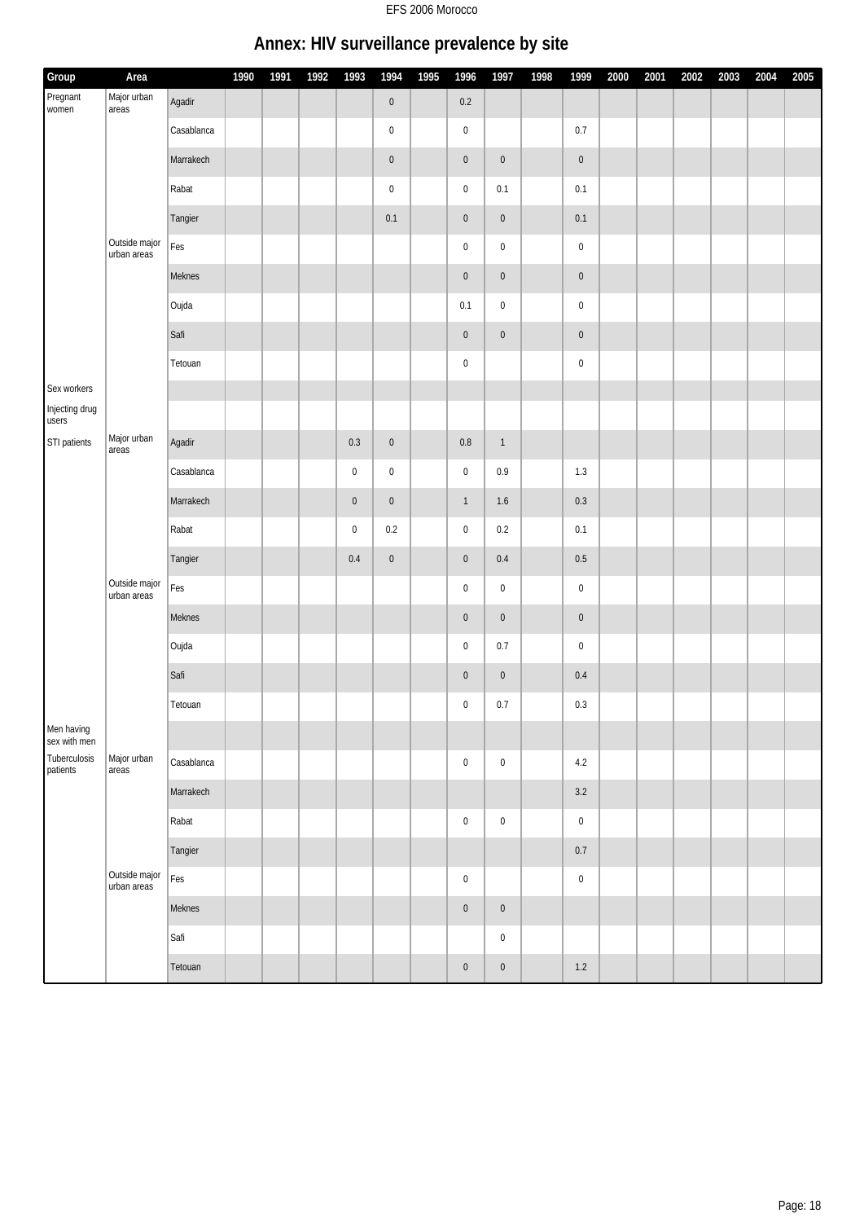# Annex: HIV surveillance prevalence by site

| Group | Area | | 1990 | 1991 | 1992 | 1993 | 1994 | 1995 | 1996 | 1997 | 1998 | 1999 | 2000 | 2001 | 2002 | 2003 | 2004 | 2005 |
|---|---|---|---|---|---|---|---|---|---|---|---|---|---|---|---|---|---|---|
| Pregnant women | Major urban areas | Agadir | | | | | 0 | | 0.2 | | | | | | | | | |
| | | Casablanca | | | | | 0 | | 0 | | | 0.7 | | | | | | |
| | | Marrakech | | | | | 0 | | 0 | 0 | | 0 | | | | | | |
| | | Rabat | | | | | 0 | | 0 | 0.1 | | 0.1 | | | | | | |
| | | Tangier | | | | | 0.1 | | 0 | 0 | | 0.1 | | | | | | |
| | Outside major urban areas | Fes | | | | | | | 0 | 0 | | 0 | | | | | | |
| | | Meknes | | | | | | | 0 | 0 | | 0 | | | | | | |
| | | Oujda | | | | | | | 0.1 | 0 | | 0 | | | | | | |
| | | Safi | | | | | | | 0 | 0 | | 0 | | | | | | |
| | | Tetouan | | | | | | | 0 | | | 0 | | | | | | |
| Sex workers | | | | | | | | | | | | | | | | | | |
| Injecting drug users | | | | | | | | | | | | | | | | | | |
| STI patients | Major urban areas | Agadir | | | | 0.3 | 0 | | 0.8 | 1 | | | | | | | | |
| | | Casablanca | | | | 0 | 0 | | 0 | 0.9 | | 1.3 | | | | | | |
| | | Marrakech | | | | 0 | 0 | | 1 | 1.6 | | 0.3 | | | | | | |
| | | Rabat | | | | 0 | 0.2 | | 0 | 0.2 | | 0.1 | | | | | | |
| | | Tangier | | | | 0.4 | 0 | | 0 | 0.4 | | 0.5 | | | | | | |
| | Outside major urban areas | Fes | | | | | | | 0 | 0 | | 0 | | | | | | |
| | | Meknes | | | | | | | 0 | 0 | | 0 | | | | | | |
| | | Oujda | | | | | | | 0 | 0.7 | | 0 | | | | | | |
| | | Safi | | | | | | | 0 | 0 | | 0.4 | | | | | | |
| | | Tetouan | | | | | | | 0 | 0.7 | | 0.3 | | | | | | |
| Men having sex with men | | | | | | | | | | | | | | | | | | |
| Tuberculosis patients | Major urban areas | Casablanca | | | | | | | 0 | 0 | | 4.2 | | | | | | |
| | | Marrakech | | | | | | | | | | 3.2 | | | | | | |
| | | Rabat | | | | | | | 0 | 0 | | 0 | | | | | | |
| | | Tangier | | | | | | | | | | 0.7 | | | | | | |
| | Outside major urban areas | Fes | | | | | | | 0 | | | 0 | | | | | | |
| | | Meknes | | | | | | | 0 | 0 | | | | | | | | |
| | | Safi | | | | | | | | 0 | | | | | | | | |
| | | Tetouan | | | | | | | 0 | 0 | | 1.2 | | | | | | |